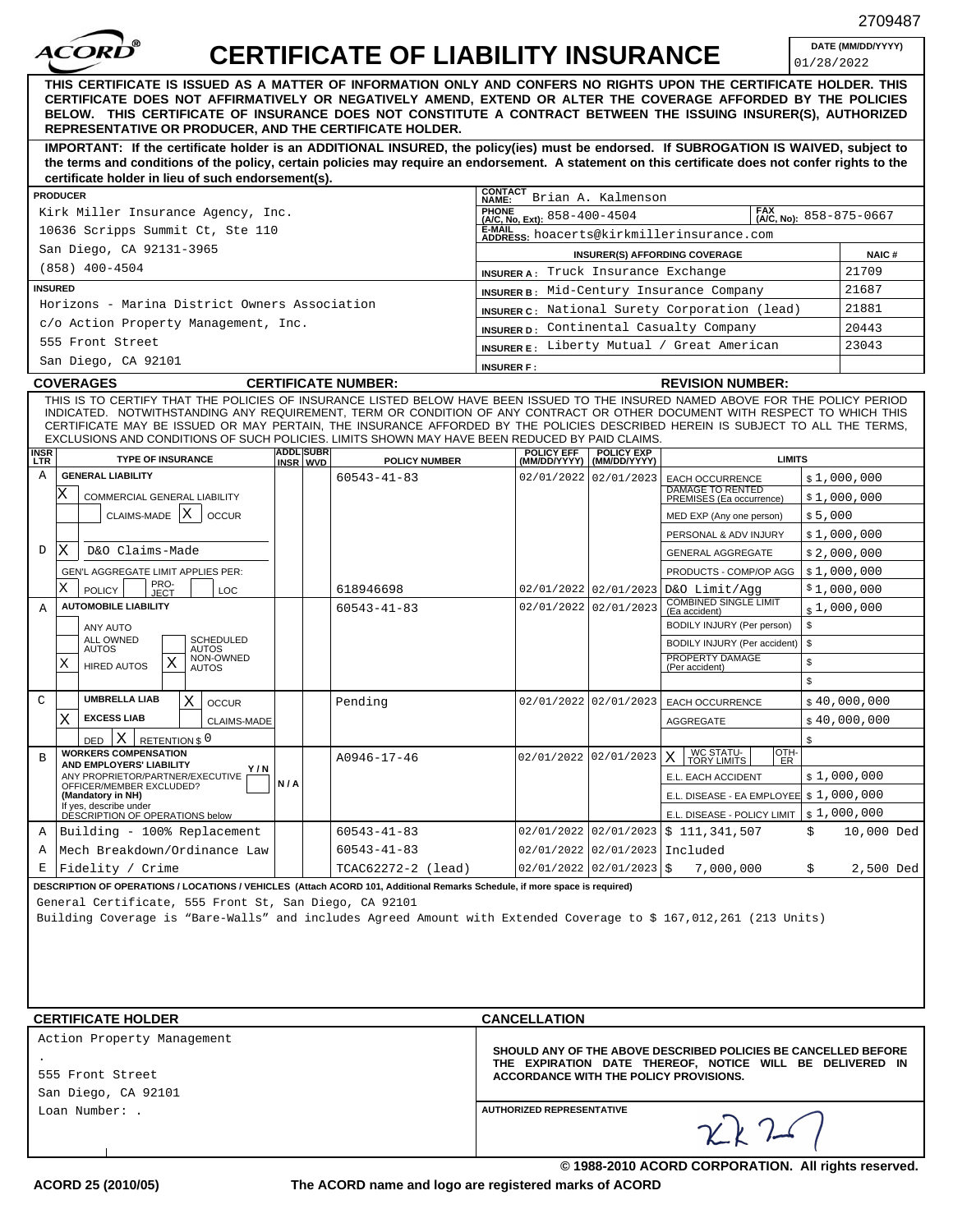2709487

# ACORD CERTIFICATE OF LIABILITY INSURANCE

**DATE (MM/DD/YYYY):** 01/28/2022

**THIS CERTIFICATE IS ISSUED AS A MATTER OF INFORMATION ONLY AND CONFERS NO RIGHTS UPON THE CERTIFICATE HOLDER. THIS CERTIFICATE DOES NOT AFFIRMATIVELY OR NEGATIVELY AMEND, EXTEND OR ALTER THE COVERAGE AFFORDED BY THE POLICIES BELOW. THIS CERTIFICATE OF INSURANCE DOES NOT CONSTITUTE A CONTRACT BETWEEN THE ISSUING INSURER(S), AUTHORIZED REPRESENTATIVE OR PRODUCER, AND THE CERTIFICATE HOLDER.**

**IMPORTANT: If the certificate holder is an ADDITIONAL INSURED, the policy(ies) must be endorsed. If SUBROGATION IS WAIVED, subject to the terms and conditions of the policy, certain policies may require an endorsement. A statement on this certificate does not confer rights to the certificate holder in lieu of such endorsement(s).**

**PRODUCER**
Kirk Miller Insurance Agency, Inc.
10636 Scripps Summit Ct, Ste 110
San Diego, CA 92131-3965
(858) 400-4504

**CONTACT NAME:** Brian A. Kalmenson
**PHONE (A/C, No, Ext):** 858-400-4504 **FAX (A/C, No):** 858-875-0667
**E-MAIL ADDRESS:** hoacerts@kirkmillerinsurance.com

| INSURER(S) AFFORDING COVERAGE | | NAIC # |
|---|---|---|
| INSURER A: | Truck Insurance Exchange | 21709 |
| INSURER B: | Mid-Century Insurance Company | 21687 |
| INSURER C: | National Surety Corporation (lead) | 21881 |
| INSURER D: | Continental Casualty Company | 20443 |
| INSURER E: | Liberty Mutual / Great American | 23043 |
| INSURER F: | | |

**INSURED**
Horizons - Marina District Owners Association
c/o Action Property Management, Inc.
555 Front Street
San Diego, CA 92101

## COVERAGES

**CERTIFICATE NUMBER:** **REVISION NUMBER:**

THIS IS TO CERTIFY THAT THE POLICIES OF INSURANCE LISTED BELOW HAVE BEEN ISSUED TO THE INSURED NAMED ABOVE FOR THE POLICY PERIOD INDICATED. NOTWITHSTANDING ANY REQUIREMENT, TERM OR CONDITION OF ANY CONTRACT OR OTHER DOCUMENT WITH RESPECT TO WHICH THIS CERTIFICATE MAY BE ISSUED OR MAY PERTAIN, THE INSURANCE AFFORDED BY THE POLICIES DESCRIBED HEREIN IS SUBJECT TO ALL THE TERMS, EXCLUSIONS AND CONDITIONS OF SUCH POLICIES. LIMITS SHOWN MAY HAVE BEEN REDUCED BY PAID CLAIMS.

| INSR LTR | TYPE OF INSURANCE | ADDL INSR | SUBR WVD | POLICY NUMBER | POLICY EFF (MM/DD/YYYY) | POLICY EXP (MM/DD/YYYY) | LIMITS | |
|---|---|---|---|---|---|---|---|---|
| A | GENERAL LIABILITY | | | 60543-41-83 | 02/01/2022 | 02/01/2023 | EACH OCCURRENCE | $ 1,000,000 |
| | X COMMERCIAL GENERAL LIABILITY | | | | | | DAMAGE TO RENTED PREMISES (Ea occurrence) | $ 1,000,000 |
| | CLAIMS-MADE X OCCUR | | | | | | MED EXP (Any one person) | $ 5,000 |
| | | | | | | | PERSONAL & ADV INJURY | $ 1,000,000 |
| D | X D&O Claims-Made | | | | | | GENERAL AGGREGATE | $ 2,000,000 |
| | GEN'L AGGREGATE LIMIT APPLIES PER: | | | | | | PRODUCTS - COMP/OP AGG | $ 1,000,000 |
| | X POLICY PRO-JECT LOC | | | 618946698 | 02/01/2022 | 02/01/2023 | D&O Limit/Agg | $ 1,000,000 |
| A | AUTOMOBILE LIABILITY | | | 60543-41-83 | 02/01/2022 | 02/01/2023 | COMBINED SINGLE LIMIT (Ea accident) | $ 1,000,000 |
| | ANY AUTO | | | | | | BODILY INJURY (Per person) | $ |
| | ALL OWNED AUTOS / SCHEDULED AUTOS | | | | | | BODILY INJURY (Per accident) | $ |
| | X HIRED AUTOS X NON-OWNED AUTOS | | | | | | PROPERTY DAMAGE (Per accident) | $ |
| | | | | | | | | $ |
| C | UMBRELLA LIAB X OCCUR | | | Pending | 02/01/2022 | 02/01/2023 | EACH OCCURRENCE | $ 40,000,000 |
| | X EXCESS LIAB CLAIMS-MADE | | | | | | AGGREGATE | $ 40,000,000 |
| | DED X RETENTION $ 0 | | | | | | | $ |
| B | WORKERS COMPENSATION AND EMPLOYERS' LIABILITY Y/N | | | A0946-17-46 | 02/01/2022 | 02/01/2023 | X WC STATU-TORY LIMITS OTH-ER | |
| | ANY PROPRIETOR/PARTNER/EXECUTIVE OFFICER/MEMBER EXCLUDED? (Mandatory in NH) | N/A | | | | | E.L. EACH ACCIDENT | $ 1,000,000 |
| | If yes, describe under DESCRIPTION OF OPERATIONS below | | | | | | E.L. DISEASE - EA EMPLOYEE | $ 1,000,000 |
| | | | | | | | E.L. DISEASE - POLICY LIMIT | $ 1,000,000 |
| A | Building - 100% Replacement | | | 60543-41-83 | 02/01/2022 | 02/01/2023 | $ 111,341,507 | $ 10,000 Ded |
| A | Mech Breakdown/Ordinance Law | | | 60543-41-83 | 02/01/2022 | 02/01/2023 | Included | |
| E | Fidelity / Crime | | | TCAC62272-2 (lead) | 02/01/2022 | 02/01/2023 | $ 7,000,000 | $ 2,500 Ded |

**DESCRIPTION OF OPERATIONS / LOCATIONS / VEHICLES** (Attach ACORD 101, Additional Remarks Schedule, if more space is required)

General Certificate, 555 Front St, San Diego, CA 92101
Building Coverage is "Bare-Walls" and includes Agreed Amount with Extended Coverage to $ 167,012,261 (213 Units)

**CERTIFICATE HOLDER**

Action Property Management
.
555 Front Street
San Diego, CA 92101
Loan Number: .

**CANCELLATION**

**SHOULD ANY OF THE ABOVE DESCRIBED POLICIES BE CANCELLED BEFORE THE EXPIRATION DATE THEREOF, NOTICE WILL BE DELIVERED IN ACCORDANCE WITH THE POLICY PROVISIONS.**

**AUTHORIZED REPRESENTATIVE**

© 1988-2010 ACORD CORPORATION. All rights reserved.

ACORD 25 (2010/05) The ACORD name and logo are registered marks of ACORD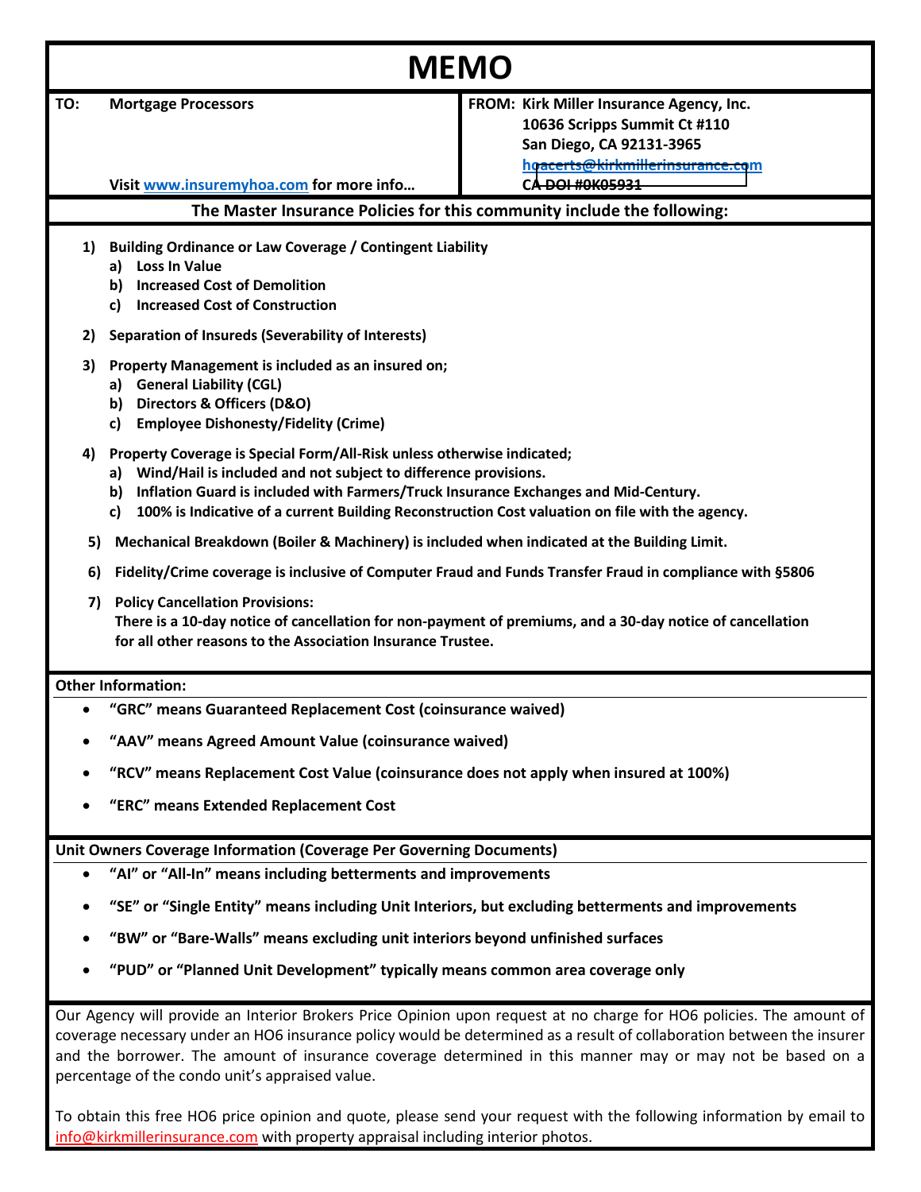# MEMO

| | |
|---|---|
| **TO: Mortgage Processors**<br><br>**Visit [www.insuremyhoa.com](www.insuremyhoa.com) for more info…** | **FROM: Kirk Miller Insurance Agency, Inc.**<br>**10636 Scripps Summit Ct #110**<br>**San Diego, CA 92131-3965**<br>**hoacerts@kirkmillerinsurance.com**<br>**CA DOI #0K05931** |

## The Master Insurance Policies for this community include the following:

1) **Building Ordinance or Law Coverage / Contingent Liability**
   a) **Loss In Value**
   b) **Increased Cost of Demolition**
   c) **Increased Cost of Construction**
2) **Separation of Insureds (Severability of Interests)**
3) **Property Management is included as an insured on;**
   a) **General Liability (CGL)**
   b) **Directors & Officers (D&O)**
   c) **Employee Dishonesty/Fidelity (Crime)**
4) **Property Coverage is Special Form/All-Risk unless otherwise indicated;**
   a) **Wind/Hail is included and not subject to difference provisions.**
   b) **Inflation Guard is included with Farmers/Truck Insurance Exchanges and Mid-Century.**
   c) **100% is Indicative of a current Building Reconstruction Cost valuation on file with the agency.**
5) **Mechanical Breakdown (Boiler & Machinery) is included when indicated at the Building Limit.**
6) **Fidelity/Crime coverage is inclusive of Computer Fraud and Funds Transfer Fraud in compliance with §5806**
7) **Policy Cancellation Provisions:**
   **There is a 10-day notice of cancellation for non-payment of premiums, and a 30-day notice of cancellation for all other reasons to the Association Insurance Trustee.**

### Other Information:

- **"GRC" means Guaranteed Replacement Cost (coinsurance waived)**
- **"AAV" means Agreed Amount Value (coinsurance waived)**
- **"RCV" means Replacement Cost Value (coinsurance does not apply when insured at 100%)**
- **"ERC" means Extended Replacement Cost**

### Unit Owners Coverage Information (Coverage Per Governing Documents)

- **"AI" or "All-In" means including betterments and improvements**
- **"SE" or "Single Entity" means including Unit Interiors, but excluding betterments and improvements**
- **"BW" or "Bare-Walls" means excluding unit interiors beyond unfinished surfaces**
- **"PUD" or "Planned Unit Development" typically means common area coverage only**

Our Agency will provide an Interior Brokers Price Opinion upon request at no charge for HO6 policies. The amount of coverage necessary under an HO6 insurance policy would be determined as a result of collaboration between the insurer and the borrower. The amount of insurance coverage determined in this manner may or may not be based on a percentage of the condo unit's appraised value.

To obtain this free HO6 price opinion and quote, please send your request with the following information by email to info@kirkmillerinsurance.com with property appraisal including interior photos.